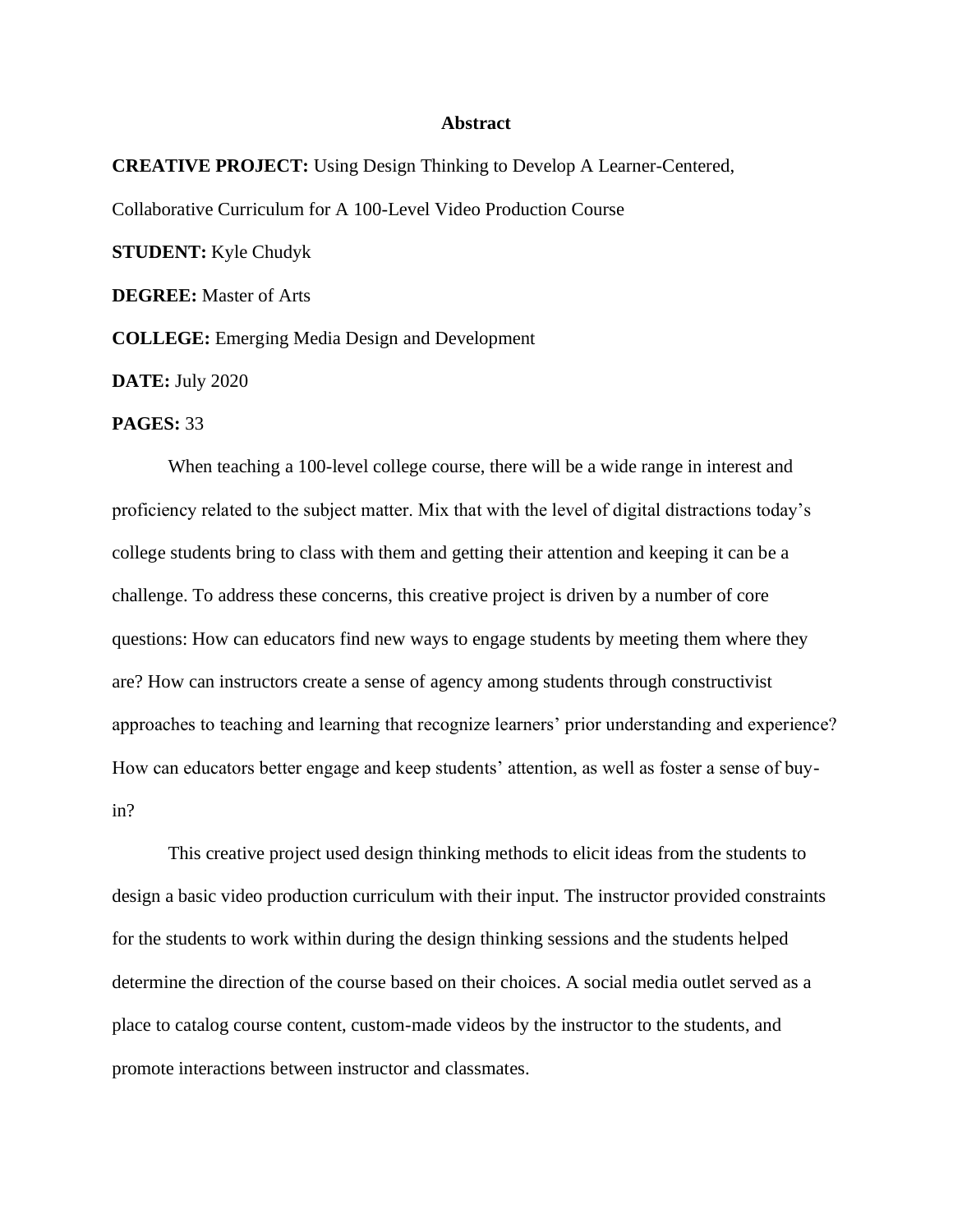# Abstract

**CREATIVE PROJECT:** Using Design Thinking to Develop A Learner-Centered, Collaborative Curriculum for A 100-Level Video Production Course

**STUDENT:** Kyle Chudyk

**DEGREE:** Master of Arts

**COLLEGE:** Emerging Media Design and Development

**DATE:** July 2020

**PAGES:** 33

When teaching a 100-level college course, there will be a wide range in interest and proficiency related to the subject matter. Mix that with the level of digital distractions today's college students bring to class with them and getting their attention and keeping it can be a challenge. To address these concerns, this creative project is driven by a number of core questions: How can educators find new ways to engage students by meeting them where they are? How can instructors create a sense of agency among students through constructivist approaches to teaching and learning that recognize learners' prior understanding and experience? How can educators better engage and keep students' attention, as well as foster a sense of buy-in?

This creative project used design thinking methods to elicit ideas from the students to design a basic video production curriculum with their input. The instructor provided constraints for the students to work within during the design thinking sessions and the students helped determine the direction of the course based on their choices. A social media outlet served as a place to catalog course content, custom-made videos by the instructor to the students, and promote interactions between instructor and classmates.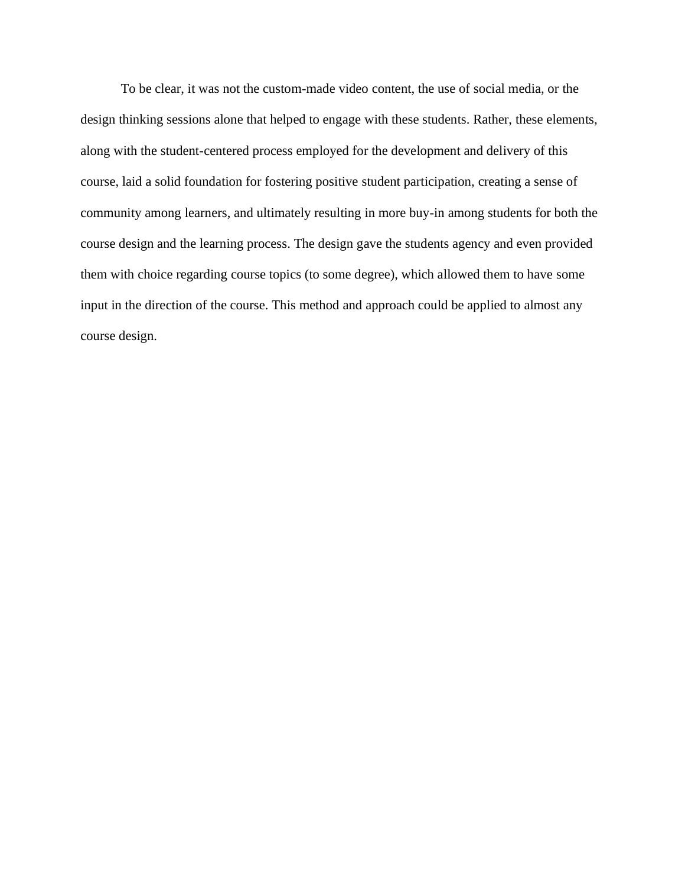To be clear, it was not the custom-made video content, the use of social media, or the design thinking sessions alone that helped to engage with these students. Rather, these elements, along with the student-centered process employed for the development and delivery of this course, laid a solid foundation for fostering positive student participation, creating a sense of community among learners, and ultimately resulting in more buy-in among students for both the course design and the learning process. The design gave the students agency and even provided them with choice regarding course topics (to some degree), which allowed them to have some input in the direction of the course. This method and approach could be applied to almost any course design.